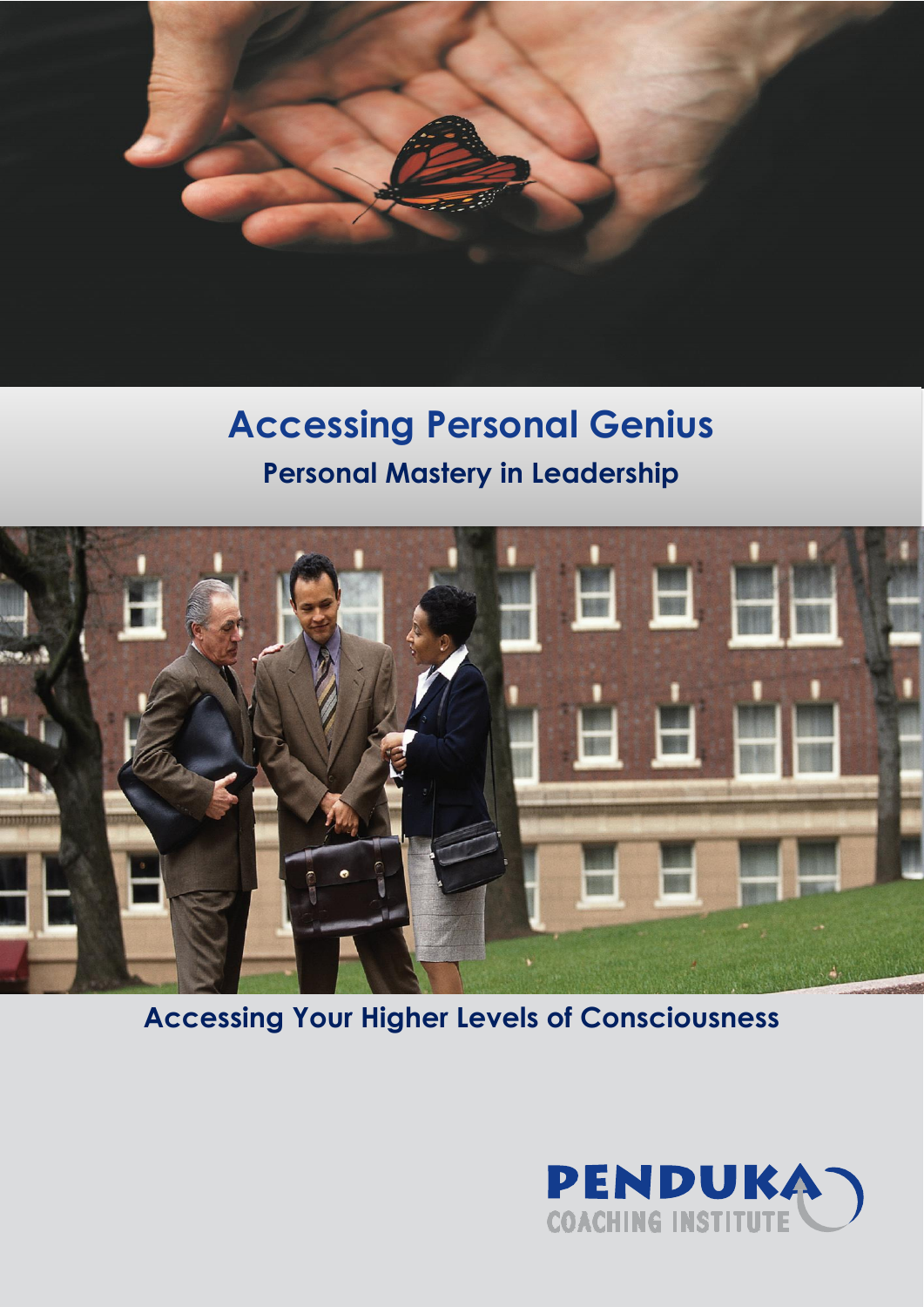# Accessing Personal Genius

## Personal Mastery in Leadership

### Accessing Your Higher Levels of Consciousness

PENDUKA
COACHING INSTITUTE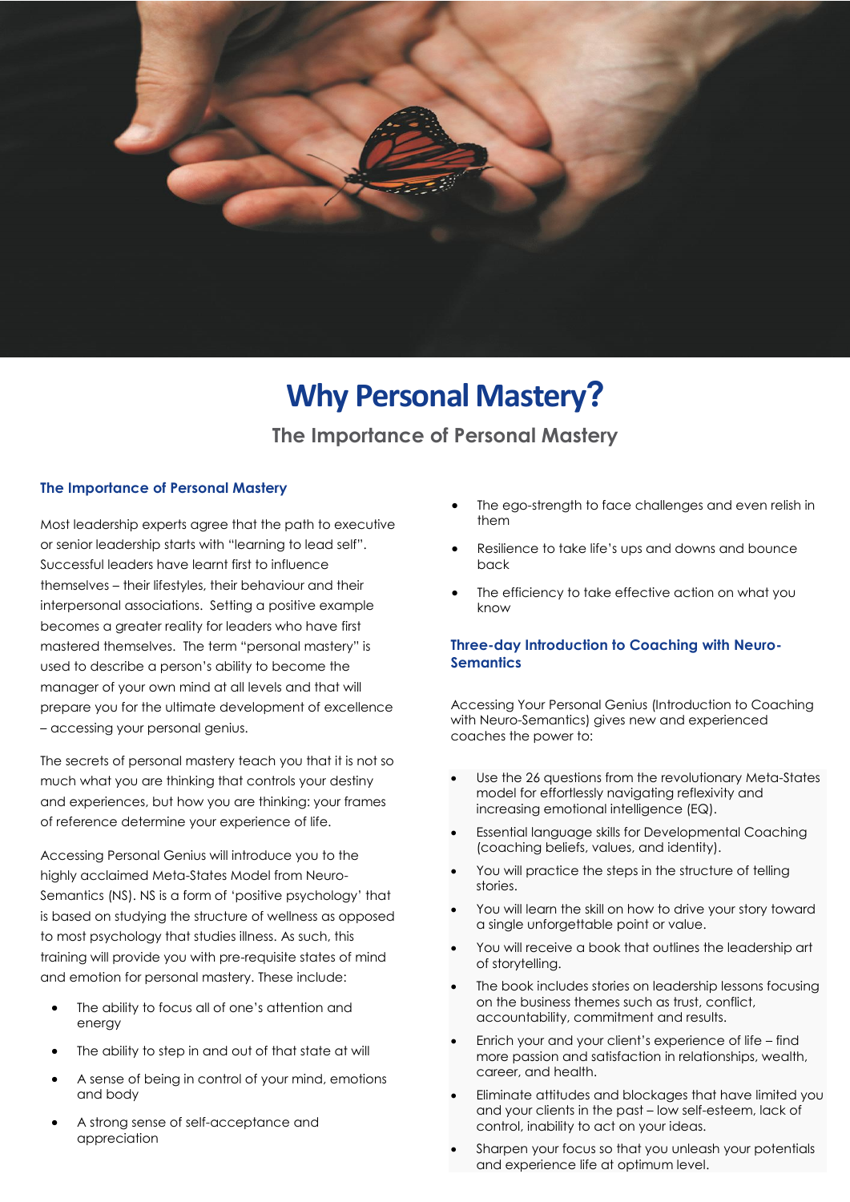# Why Personal Mastery?

### The Importance of Personal Mastery

## The Importance of Personal Mastery

Most leadership experts agree that the path to executive or senior leadership starts with "learning to lead self". Successful leaders have learnt first to influence themselves – their lifestyles, their behaviour and their interpersonal associations. Setting a positive example becomes a greater reality for leaders who have first mastered themselves. The term "personal mastery" is used to describe a person's ability to become the manager of your own mind at all levels and that will prepare you for the ultimate development of excellence – accessing your personal genius.

The secrets of personal mastery teach you that it is not so much what you are thinking that controls your destiny and experiences, but how you are thinking: your frames of reference determine your experience of life.

Accessing Personal Genius will introduce you to the highly acclaimed Meta-States Model from Neuro-Semantics (NS). NS is a form of 'positive psychology' that is based on studying the structure of wellness as opposed to most psychology that studies illness. As such, this training will provide you with pre-requisite states of mind and emotion for personal mastery. These include:

- The ability to focus all of one's attention and energy
- The ability to step in and out of that state at will
- A sense of being in control of your mind, emotions and body
- A strong sense of self-acceptance and appreciation
- The ego-strength to face challenges and even relish in them
- Resilience to take life's ups and downs and bounce back
- The efficiency to take effective action on what you know

## Three-day Introduction to Coaching with Neuro-Semantics

Accessing Your Personal Genius (Introduction to Coaching with Neuro-Semantics) gives new and experienced coaches the power to:

- Use the 26 questions from the revolutionary Meta-States model for effortlessly navigating reflexivity and increasing emotional intelligence (EQ).
- Essential language skills for Developmental Coaching (coaching beliefs, values, and identity).
- You will practice the steps in the structure of telling stories.
- You will learn the skill on how to drive your story toward a single unforgettable point or value.
- You will receive a book that outlines the leadership art of storytelling.
- The book includes stories on leadership lessons focusing on the business themes such as trust, conflict, accountability, commitment and results.
- Enrich your and your client's experience of life – find more passion and satisfaction in relationships, wealth, career, and health.
- Eliminate attitudes and blockages that have limited you and your clients in the past – low self-esteem, lack of control, inability to act on your ideas.
- Sharpen your focus so that you unleash your potentials and experience life at optimum level.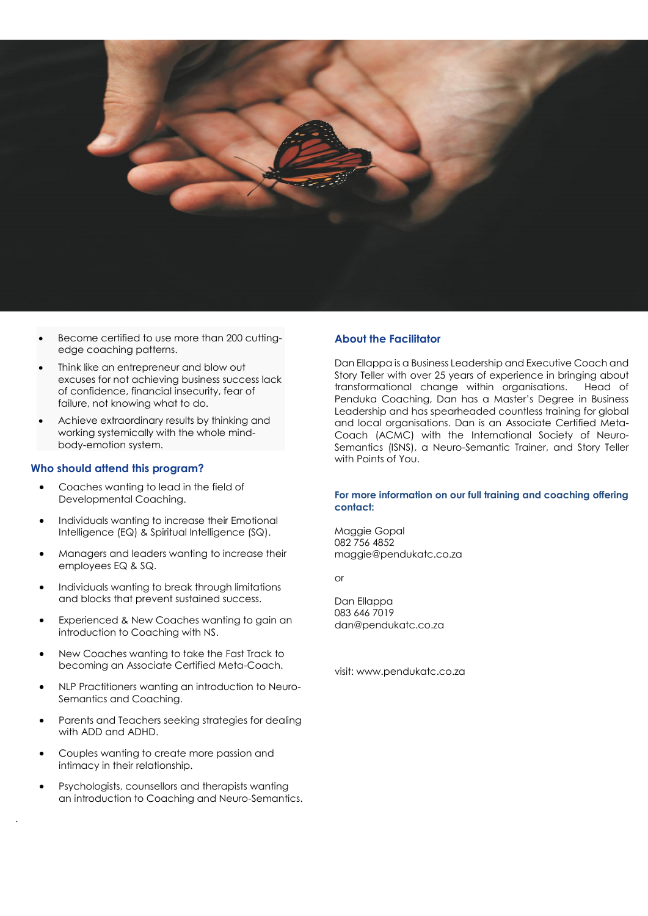- Become certified to use more than 200 cutting-edge coaching patterns.
- Think like an entrepreneur and blow out excuses for not achieving business success lack of confidence, financial insecurity, fear of failure, not knowing what to do.
- Achieve extraordinary results by thinking and working systemically with the whole mind-body-emotion system.

## Who should attend this program?

- Coaches wanting to lead in the field of Developmental Coaching.
- Individuals wanting to increase their Emotional Intelligence (EQ) & Spiritual Intelligence (SQ).
- Managers and leaders wanting to increase their employees EQ & SQ.
- Individuals wanting to break through limitations and blocks that prevent sustained success.
- Experienced & New Coaches wanting to gain an introduction to Coaching with NS.
- New Coaches wanting to take the Fast Track to becoming an Associate Certified Meta-Coach.
- NLP Practitioners wanting an introduction to Neuro-Semantics and Coaching.
- Parents and Teachers seeking strategies for dealing with ADD and ADHD.
- Couples wanting to create more passion and intimacy in their relationship.
- Psychologists, counsellors and therapists wanting an introduction to Coaching and Neuro-Semantics.

## About the Facilitator

Dan Ellappa is a Business Leadership and Executive Coach and Story Teller with over 25 years of experience in bringing about transformational change within organisations. Head of Penduka Coaching, Dan has a Master's Degree in Business Leadership and has spearheaded countless training for global and local organisations. Dan is an Associate Certified Meta-Coach (ACMC) with the International Society of Neuro-Semantics (ISNS), a Neuro-Semantic Trainer, and Story Teller with Points of You.

### For more information on our full training and coaching offering contact:

Maggie Gopal
082 756 4852
maggie@pendukatc.co.za

or

Dan Ellappa
083 646 7019
dan@pendukatc.co.za

visit: www.pendukatc.co.za